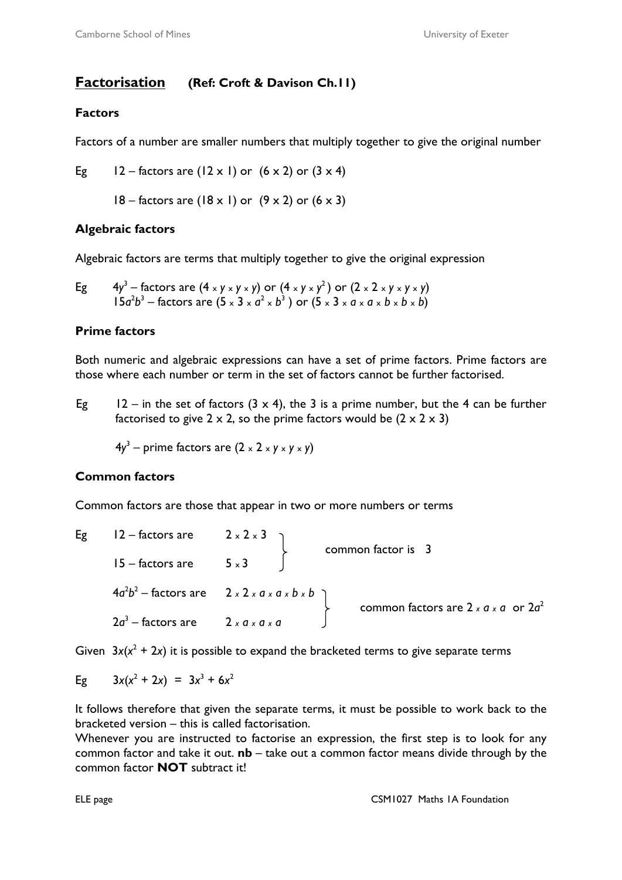## Factorisation (Ref: Croft & Davison Ch.11)

### Factors

Factors of a number are smaller numbers that multiply together to give the original number

Eg 12 – factors are (12 x 1) or (6 x 2) or (3 x 4)

18 – factors are (18 x 1) or (9 x 2) or (6 x 3)

### Algebraic factors

Algebraic factors are terms that multiply together to give the original expression

Eg $4y^3$ – factors are $(4 \times y \times y \times y)$ or $(4 \times y \times y^2)$ or $(2 \times 2 \times y \times y \times y)$
$15a^2b^3$ – factors are $(5 \times 3 \times a^2 \times b^3)$ or $(5 \times 3 \times a \times a \times b \times b \times b)$

### Prime factors

Both numeric and algebraic expressions can have a set of prime factors. Prime factors are those where each number or term in the set of factors cannot be further factorised.

Eg 12 – in the set of factors (3 x 4), the 3 is a prime number, but the 4 can be further factorised to give 2 x 2, so the prime factors would be (2 x 2 x 3)

$4y^3$ – prime factors are $(2 \times 2 \times y \times y \times y)$

### Common factors

Common factors are those that appear in two or more numbers or terms

Eg
12 – factors are $2 \times 2 \times 3$
15 – factors are $5 \times 3$
common factor is 3

$4a^2b^2$ – factors are $2 \times 2 \times a \times a \times b \times b$
$2a^3$ – factors are $2 \times a \times a \times a$
common factors are $2 \times a \times a$ or $2a^2$

Given $3x(x^2 + 2x)$ it is possible to expand the bracketed terms to give separate terms

Eg $3x(x^2 + 2x) = 3x^3 + 6x^2$

It follows therefore that given the separate terms, it must be possible to work back to the bracketed version – this is called factorisation.
Whenever you are instructed to factorise an expression, the first step is to look for any common factor and take it out. **nb** – take out a common factor means divide through by the common factor **NOT** subtract it!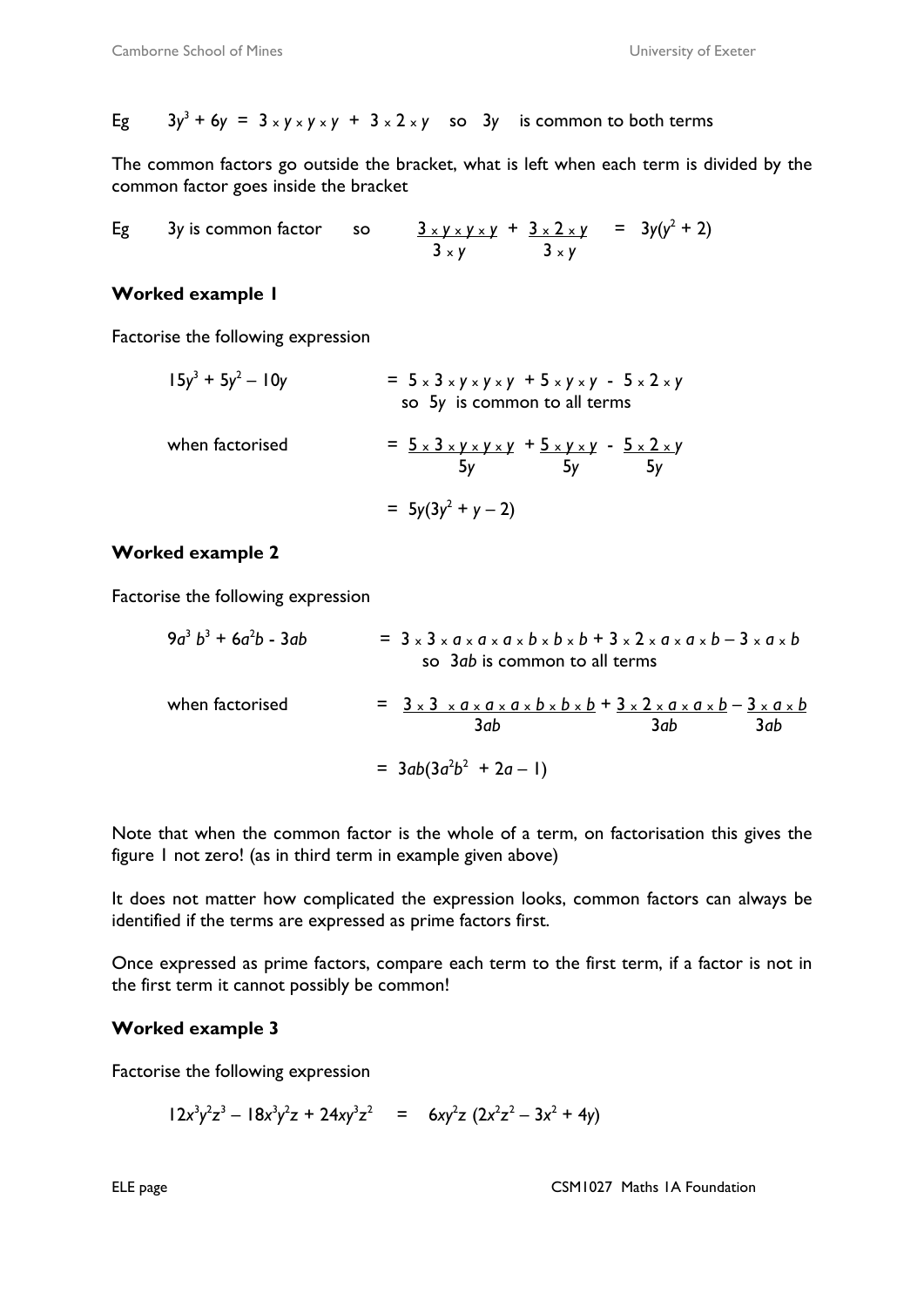Eg $\quad 3y^3 + 6y = 3 \times y \times y \times y + 3 \times 2 \times y$ so $3y$ is common to both terms

The common factors go outside the bracket, what is left when each term is divided by the common factor goes inside the bracket

Eg $\quad 3y$ is common factor $\quad$ so $\quad \dfrac{3 \times y \times y \times y}{3 \times y} + \dfrac{3 \times 2 \times y}{3 \times y} = 3y(y^2 + 2)$

### Worked example 1

Factorise the following expression

$$15y^3 + 5y^2 - 10y = 5 \times 3 \times y \times y \times y + 5 \times y \times y - 5 \times 2 \times y$$

so $5y$ is common to all terms

when factorised

$$= \frac{5 \times 3 \times y \times y \times y}{5y} + \frac{5 \times y \times y}{5y} - \frac{5 \times 2 \times y}{5y}$$

$$= 5y(3y^2 + y - 2)$$

### Worked example 2

Factorise the following expression

$$9a^3 b^3 + 6a^2b - 3ab = 3 \times 3 \times a \times a \times a \times b \times b \times b + 3 \times 2 \times a \times a \times b - 3 \times a \times b$$

so $3ab$ is common to all terms

when factorised

$$= \frac{3 \times 3 \times a \times a \times a \times b \times b \times b}{3ab} + \frac{3 \times 2 \times a \times a \times b}{3ab} - \frac{3 \times a \times b}{3ab}$$

$$= 3ab(3a^2b^2 + 2a - 1)$$

Note that when the common factor is the whole of a term, on factorisation this gives the figure 1 not zero! (as in third term in example given above)

It does not matter how complicated the expression looks, common factors can always be identified if the terms are expressed as prime factors first.

Once expressed as prime factors, compare each term to the first term, if a factor is not in the first term it cannot possibly be common!

### Worked example 3

Factorise the following expression

$$12x^3y^2z^3 - 18x^3y^2z + 24xy^3z^2 = 6xy^2z\,(2x^2z^2 - 3x^2 + 4y)$$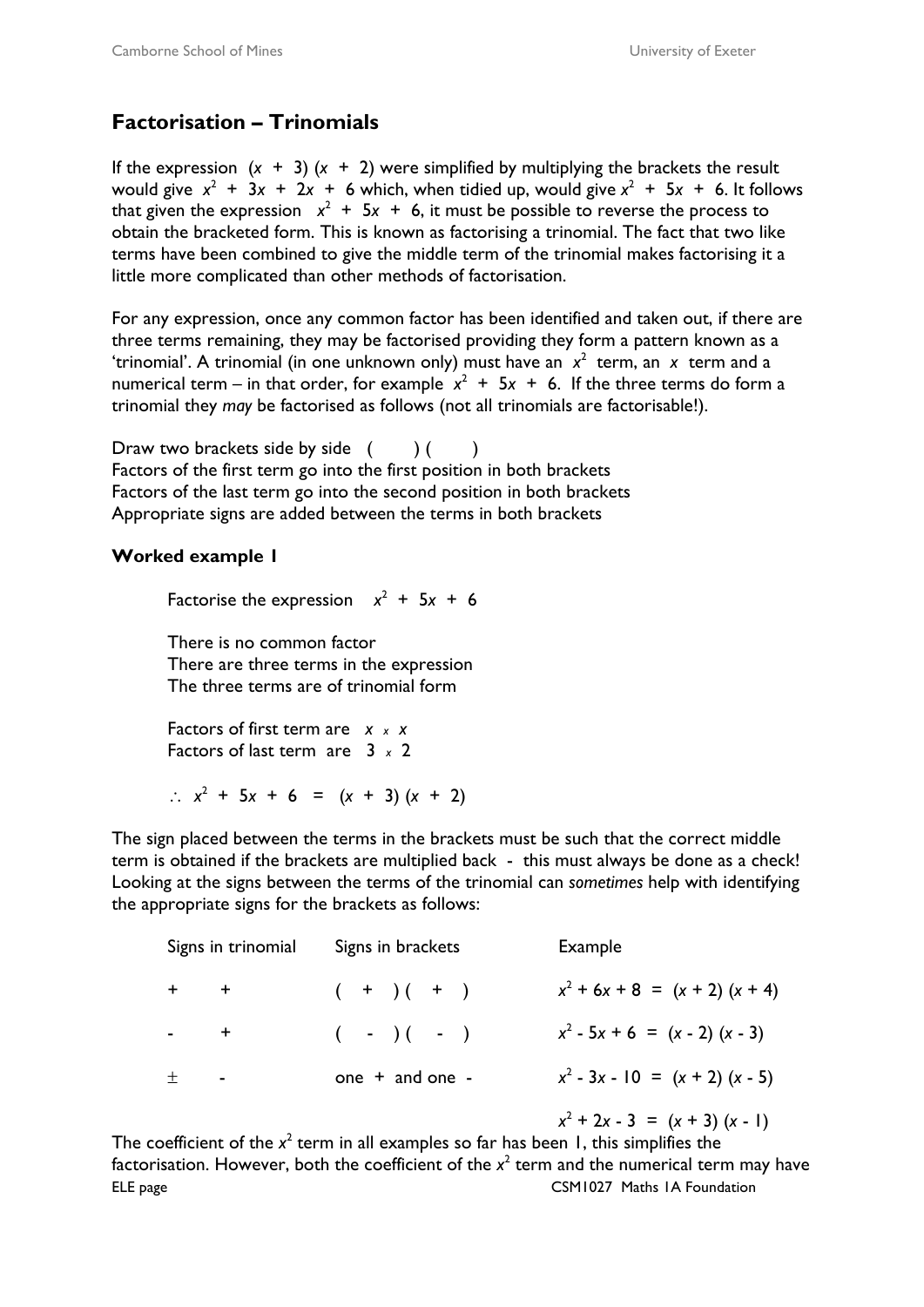## Factorisation – Trinomials

If the expression $(x + 3)(x + 2)$ were simplified by multiplying the brackets the result would give $x^2 + 3x + 2x + 6$ which, when tidied up, would give $x^2 + 5x + 6$. It follows that given the expression $x^2 + 5x + 6$, it must be possible to reverse the process to obtain the bracketed form. This is known as factorising a trinomial. The fact that two like terms have been combined to give the middle term of the trinomial makes factorising it a little more complicated than other methods of factorisation.

For any expression, once any common factor has been identified and taken out, if there are three terms remaining, they may be factorised providing they form a pattern known as a 'trinomial'. A trinomial (in one unknown only) must have an $x^2$ term, an $x$ term and a numerical term – in that order, for example $x^2 + 5x + 6$. If the three terms do form a trinomial they *may* be factorised as follows (not all trinomials are factorisable!).

Draw two brackets side by side ( ) ( )
Factors of the first term go into the first position in both brackets
Factors of the last term go into the second position in both brackets
Appropriate signs are added between the terms in both brackets

**Worked example 1**

Factorise the expression $x^2 + 5x + 6$

There is no common factor
There are three terms in the expression
The three terms are of trinomial form

Factors of first term are $x \times x$
Factors of last term are $3 \times 2$

$\therefore\ x^2 + 5x + 6 = (x + 3)(x + 2)$

The sign placed between the terms in the brackets must be such that the correct middle term is obtained if the brackets are multiplied back - this must always be done as a check! Looking at the signs between the terms of the trinomial can *sometimes* help with identifying the appropriate signs for the brackets as follows:

| Signs in trinomial | Signs in brackets | Example |
|---|---|---|
| + + | ( + ) ( + ) | $x^2 + 6x + 8 = (x + 2)(x + 4)$ |
| - + | ( - ) ( - ) | $x^2 - 5x + 6 = (x - 2)(x - 3)$ |
| $\pm$ - | one + and one - | $x^2 - 3x - 10 = (x + 2)(x - 5)$ |
| | | $x^2 + 2x - 3 = (x + 3)(x - 1)$ |

The coefficient of the $x^2$ term in all examples so far has been 1, this simplifies the factorisation. However, both the coefficient of the $x^2$ term and the numerical term may have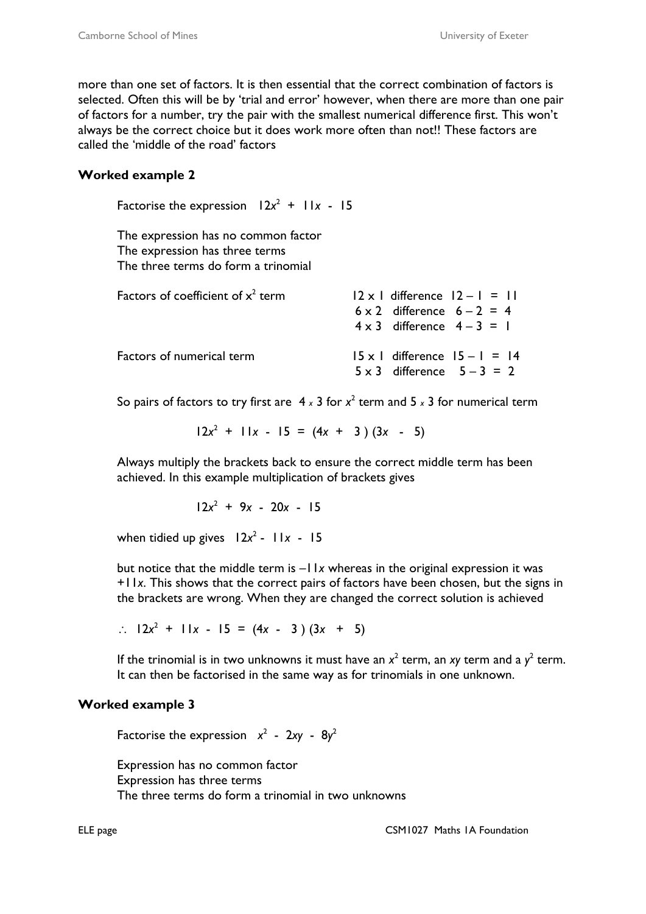more than one set of factors. It is then essential that the correct combination of factors is selected. Often this will be by 'trial and error' however, when there are more than one pair of factors for a number, try the pair with the smallest numerical difference first. This won't always be the correct choice but it does work more often than not!! These factors are called the 'middle of the road' factors

**Worked example 2**

Factorise the expression $12x^2 + 11x - 15$

The expression has no common factor
The expression has three terms
The three terms do form a trinomial

Factors of coefficient of $x^2$ term

$12 \times 1$ difference $12 - 1 = 11$
$6 \times 2$ difference $6 - 2 = 4$
$4 \times 3$ difference $4 - 3 = 1$

Factors of numerical term

$15 \times 1$ difference $15 - 1 = 14$
$5 \times 3$ difference $5 - 3 = 2$

So pairs of factors to try first are $4 \times 3$ for $x^2$ term and $5 \times 3$ for numerical term

$$12x^2 + 11x - 15 = (4x + 3)(3x - 5)$$

Always multiply the brackets back to ensure the correct middle term has been achieved. In this example multiplication of brackets gives

$$12x^2 + 9x - 20x - 15$$

when tidied up gives $12x^2 - 11x - 15$

but notice that the middle term is $-11x$ whereas in the original expression it was $+11x$. This shows that the correct pairs of factors have been chosen, but the signs in the brackets are wrong. When they are changed the correct solution is achieved

$$\therefore\ 12x^2 + 11x - 15 = (4x - 3)(3x + 5)$$

If the trinomial is in two unknowns it must have an $x^2$ term, an $xy$ term and a $y^2$ term. It can then be factorised in the same way as for trinomials in one unknown.

**Worked example 3**

Factorise the expression $x^2 - 2xy - 8y^2$

Expression has no common factor
Expression has three terms
The three terms do form a trinomial in two unknowns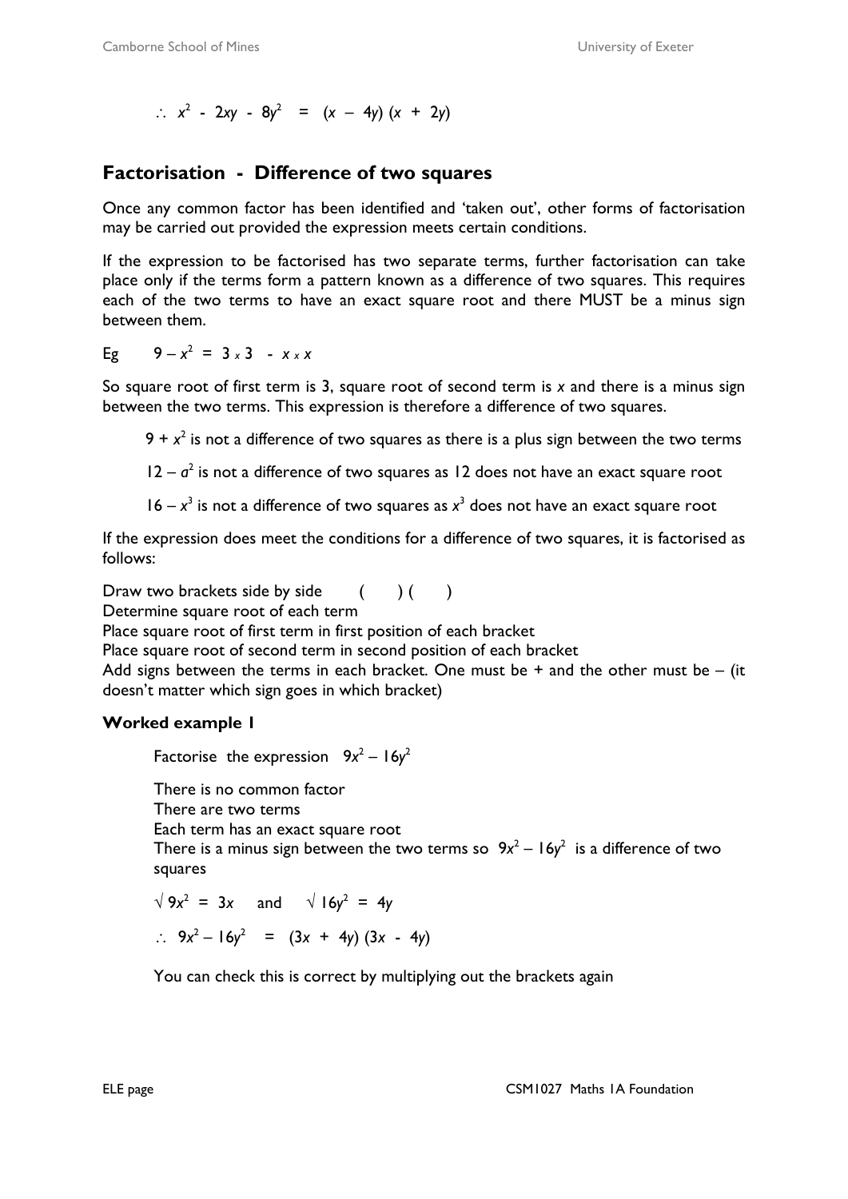$\therefore\ x^2 - 2xy - 8y^2 = (x - 4y)(x + 2y)$

## Factorisation - Difference of two squares

Once any common factor has been identified and 'taken out', other forms of factorisation may be carried out provided the expression meets certain conditions.

If the expression to be factorised has two separate terms, further factorisation can take place only if the terms form a pattern known as a difference of two squares. This requires each of the two terms to have an exact square root and there MUST be a minus sign between them.

Eg $\quad 9 - x^2 = 3 \times 3 - x \times x$

So square root of first term is 3, square root of second term is $x$ and there is a minus sign between the two terms. This expression is therefore a difference of two squares.

$9 + x^2$ is not a difference of two squares as there is a plus sign between the two terms

$12 - a^2$ is not a difference of two squares as 12 does not have an exact square root

$16 - x^3$ is not a difference of two squares as $x^3$ does not have an exact square root

If the expression does meet the conditions for a difference of two squares, it is factorised as follows:

Draw two brackets side by side $\quad (\quad)(\quad)$
Determine square root of each term
Place square root of first term in first position of each bracket
Place square root of second term in second position of each bracket
Add signs between the terms in each bracket. One must be + and the other must be – (it doesn't matter which sign goes in which bracket)

### Worked example 1

Factorise the expression $9x^2 - 16y^2$

There is no common factor
There are two terms
Each term has an exact square root
There is a minus sign between the two terms so $9x^2 - 16y^2$ is a difference of two squares

$\sqrt{9x^2} = 3x \quad$ and $\quad \sqrt{16y^2} = 4y$

$\therefore\ 9x^2 - 16y^2 = (3x + 4y)(3x - 4y)$

You can check this is correct by multiplying out the brackets again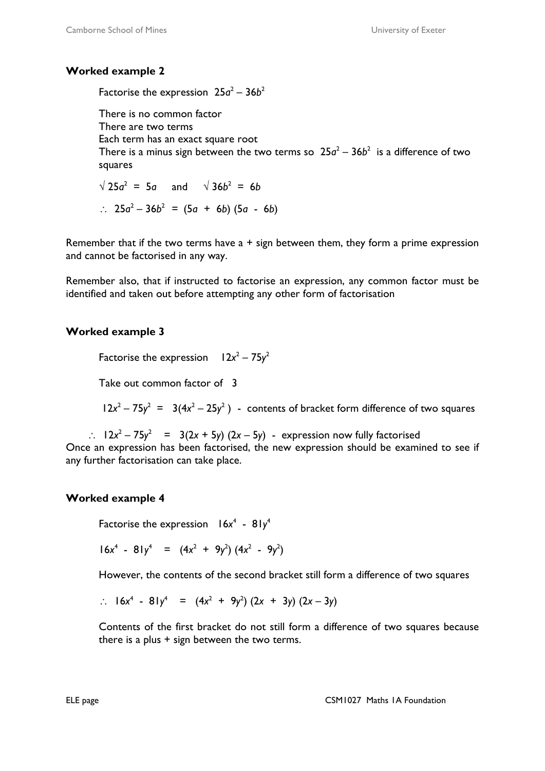**Worked example 2**

Factorise the expression $25a^2 - 36b^2$

There is no common factor
There are two terms
Each term has an exact square root
There is a minus sign between the two terms so $25a^2 - 36b^2$ is a difference of two squares

$\sqrt{25a^2} = 5a$ and $\sqrt{36b^2} = 6b$

$\therefore\ 25a^2 - 36b^2 = (5a + 6b)(5a - 6b)$

Remember that if the two terms have a + sign between them, they form a prime expression and cannot be factorised in any way.

Remember also, that if instructed to factorise an expression, any common factor must be identified and taken out before attempting any other form of factorisation

**Worked example 3**

Factorise the expression $12x^2 - 75y^2$

Take out common factor of 3

$12x^2 - 75y^2 = 3(4x^2 - 25y^2)$ - contents of bracket form difference of two squares

$\therefore\ 12x^2 - 75y^2 = 3(2x + 5y)(2x - 5y)$ - expression now fully factorised

Once an expression has been factorised, the new expression should be examined to see if any further factorisation can take place.

**Worked example 4**

Factorise the expression $16x^4 - 81y^4$

$16x^4 - 81y^4 = (4x^2 + 9y^2)(4x^2 - 9y^2)$

However, the contents of the second bracket still form a difference of two squares

$\therefore\ 16x^4 - 81y^4 = (4x^2 + 9y^2)(2x + 3y)(2x - 3y)$

Contents of the first bracket do not still form a difference of two squares because there is a plus + sign between the two terms.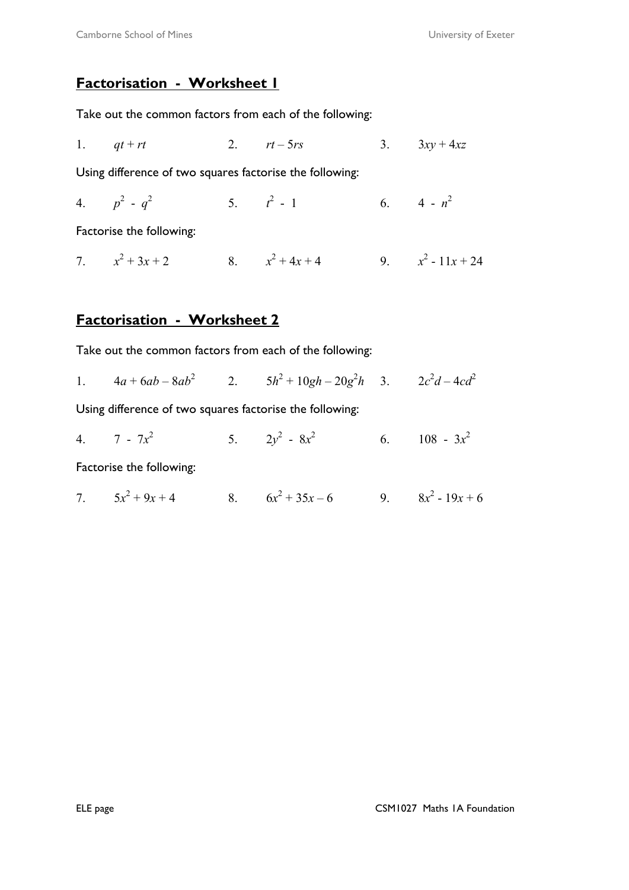## Factorisation - Worksheet 1

Take out the common factors from each of the following:

1. $qt + rt$
2. $rt - 5rs$
3. $3xy + 4xz$

Using difference of two squares factorise the following:

4. $p^2 - q^2$
5. $t^2 - 1$
6. $4 - n^2$

Factorise the following:

7. $x^2 + 3x + 2$
8. $x^2 + 4x + 4$
9. $x^2 - 11x + 24$

## Factorisation - Worksheet 2

Take out the common factors from each of the following:

1. $4a + 6ab - 8ab^2$
2. $5h^2 + 10gh - 20g^2h$
3. $2c^2d - 4cd^2$

Using difference of two squares factorise the following:

4. $7 - 7x^2$
5. $2y^2 - 8x^2$
6. $108 - 3x^2$

Factorise the following:

7. $5x^2 + 9x + 4$
8. $6x^2 + 35x - 6$
9. $8x^2 - 19x + 6$